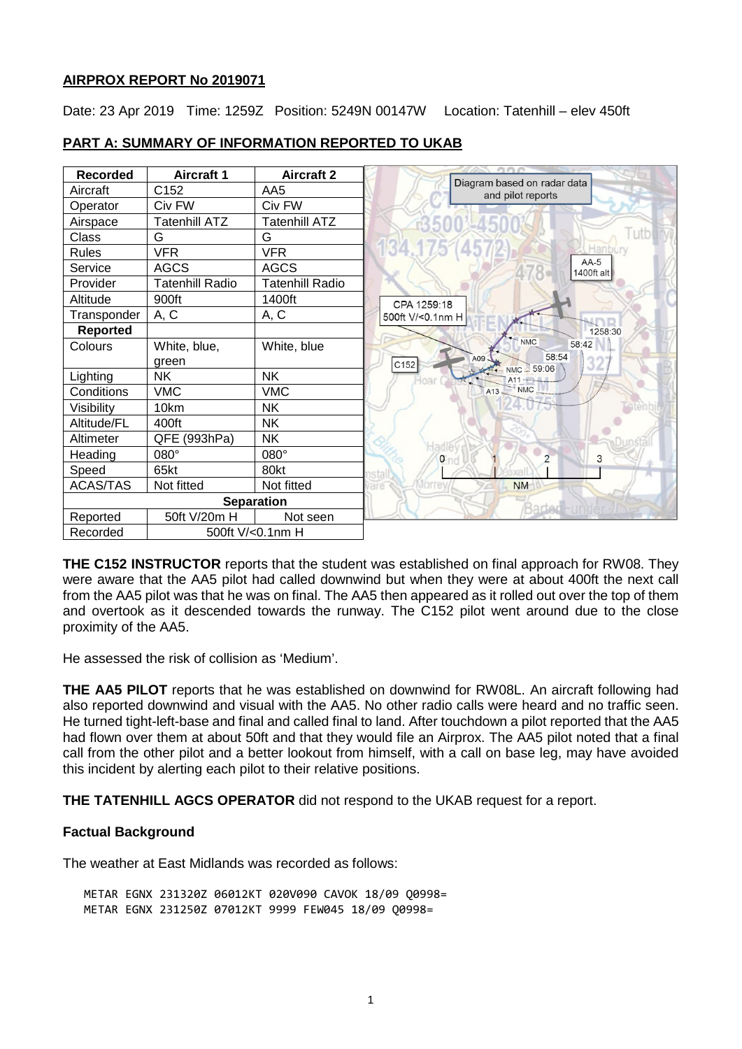**AIRPROX REPORT No 2019071**

Date: 23 Apr 2019 Time: 1259Z Position: 5249N 00147W Location: Tatenhill – elev 450ft

## PART A: SUMMARY OF INFORMATION REPORTED TO UKAB

| Recorded | Aircraft 1 | Aircraft 2 |
|---|---|---|
| Aircraft | C152 | AA5 |
| Operator | Civ FW | Civ FW |
| Airspace | Tatenhill ATZ | Tatenhill ATZ |
| Class | G | G |
| Rules | VFR | VFR |
| Service | AGCS | AGCS |
| Provider | Tatenhill Radio | Tatenhill Radio |
| Altitude | 900ft | 1400ft |
| Transponder | A, C | A, C |
| **Reported** | | |
| Colours | White, blue, green | White, blue |
| Lighting | NK | NK |
| Conditions | VMC | VMC |
| Visibility | 10km | NK |
| Altitude/FL | 400ft | NK |
| Altimeter | QFE (993hPa) | NK |
| Heading | 080° | 080° |
| Speed | 65kt | 80kt |
| ACAS/TAS | Not fitted | Not fitted |
| **Separation** | | |
| Reported | 50ft V/20m H | Not seen |
| Recorded | 500ft V/<0.1nm H | |

**THE C152 INSTRUCTOR** reports that the student was established on final approach for RW08. They were aware that the AA5 pilot had called downwind but when they were at about 400ft the next call from the AA5 pilot was that he was on final. The AA5 then appeared as it rolled out over the top of them and overtook as it descended towards the runway. The C152 pilot went around due to the close proximity of the AA5.

He assessed the risk of collision as 'Medium'.

**THE AA5 PILOT** reports that he was established on downwind for RW08L. An aircraft following had also reported downwind and visual with the AA5. No other radio calls were heard and no traffic seen. He turned tight-left-base and final and called final to land. After touchdown a pilot reported that the AA5 had flown over them at about 50ft and that they would file an Airprox. The AA5 pilot noted that a final call from the other pilot and a better lookout from himself, with a call on base leg, may have avoided this incident by alerting each pilot to their relative positions.

**THE TATENHILL AGCS OPERATOR** did not respond to the UKAB request for a report.

### Factual Background

The weather at East Midlands was recorded as follows:

```
METAR EGNX 231320Z 06012KT 020V090 CAVOK 18/09 Q0998=
METAR EGNX 231250Z 07012KT 9999 FEW045 18/09 Q0998=
```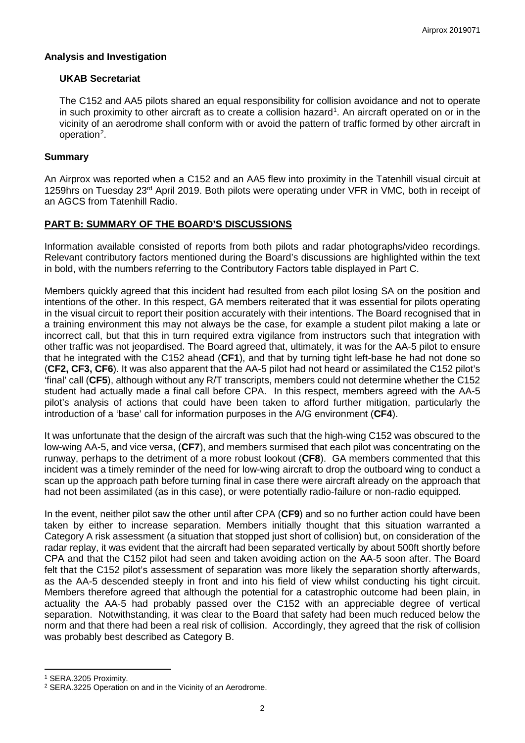## Analysis and Investigation

### UKAB Secretariat

The C152 and AA5 pilots shared an equal responsibility for collision avoidance and not to operate in such proximity to other aircraft as to create a collision hazard[1]. An aircraft operated on or in the vicinity of an aerodrome shall conform with or avoid the pattern of traffic formed by other aircraft in operation[2].

## Summary

An Airprox was reported when a C152 and an AA5 flew into proximity in the Tatenhill visual circuit at 1259hrs on Tuesday 23rd April 2019. Both pilots were operating under VFR in VMC, both in receipt of an AGCS from Tatenhill Radio.

## PART B: SUMMARY OF THE BOARD'S DISCUSSIONS

Information available consisted of reports from both pilots and radar photographs/video recordings. Relevant contributory factors mentioned during the Board's discussions are highlighted within the text in bold, with the numbers referring to the Contributory Factors table displayed in Part C.

Members quickly agreed that this incident had resulted from each pilot losing SA on the position and intentions of the other. In this respect, GA members reiterated that it was essential for pilots operating in the visual circuit to report their position accurately with their intentions. The Board recognised that in a training environment this may not always be the case, for example a student pilot making a late or incorrect call, but that this in turn required extra vigilance from instructors such that integration with other traffic was not jeopardised. The Board agreed that, ultimately, it was for the AA-5 pilot to ensure that he integrated with the C152 ahead (**CF1**), and that by turning tight left-base he had not done so (**CF2, CF3, CF6**). It was also apparent that the AA-5 pilot had not heard or assimilated the C152 pilot's 'final' call (**CF5**), although without any R/T transcripts, members could not determine whether the C152 student had actually made a final call before CPA. In this respect, members agreed with the AA-5 pilot's analysis of actions that could have been taken to afford further mitigation, particularly the introduction of a 'base' call for information purposes in the A/G environment (**CF4**).

It was unfortunate that the design of the aircraft was such that the high-wing C152 was obscured to the low-wing AA-5, and vice versa, (**CF7**), and members surmised that each pilot was concentrating on the runway, perhaps to the detriment of a more robust lookout (**CF8**). GA members commented that this incident was a timely reminder of the need for low-wing aircraft to drop the outboard wing to conduct a scan up the approach path before turning final in case there were aircraft already on the approach that had not been assimilated (as in this case), or were potentially radio-failure or non-radio equipped.

In the event, neither pilot saw the other until after CPA (**CF9**) and so no further action could have been taken by either to increase separation. Members initially thought that this situation warranted a Category A risk assessment (a situation that stopped just short of collision) but, on consideration of the radar replay, it was evident that the aircraft had been separated vertically by about 500ft shortly before CPA and that the C152 pilot had seen and taken avoiding action on the AA-5 soon after. The Board felt that the C152 pilot's assessment of separation was more likely the separation shortly afterwards, as the AA-5 descended steeply in front and into his field of view whilst conducting his tight circuit. Members therefore agreed that although the potential for a catastrophic outcome had been plain, in actuality the AA-5 had probably passed over the C152 with an appreciable degree of vertical separation. Notwithstanding, it was clear to the Board that safety had been much reduced below the norm and that there had been a real risk of collision. Accordingly, they agreed that the risk of collision was probably best described as Category B.

---

[1] SERA.3205 Proximity.

[2] SERA.3225 Operation on and in the Vicinity of an Aerodrome.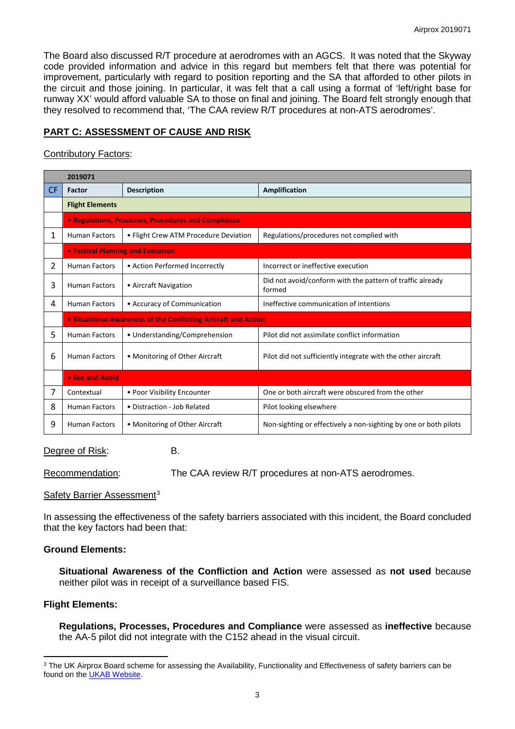The Board also discussed R/T procedure at aerodromes with an AGCS. It was noted that the Skyway code provided information and advice in this regard but members felt that there was potential for improvement, particularly with regard to position reporting and the SA that afforded to other pilots in the circuit and those joining. In particular, it was felt that a call using a format of 'left/right base for runway XX' would afford valuable SA to those on final and joining. The Board felt strongly enough that they resolved to recommend that, 'The CAA review R/T procedures at non-ATS aerodromes'.

## PART C: ASSESSMENT OF CAUSE AND RISK

Contributory Factors:

| | 2019071 | | |
|---|---|---|---|
| CF | Factor | Description | Amplification |
| | **Flight Elements** | | |
| | **• Regulations, Processes, Procedures and Compliance** | | |
| 1 | Human Factors | • Flight Crew ATM Procedure Deviation | Regulations/procedures not complied with |
| | **• Tactical Planning and Execution** | | |
| 2 | Human Factors | • Action Performed Incorrectly | Incorrect or ineffective execution |
| 3 | Human Factors | • Aircraft Navigation | Did not avoid/conform with the pattern of traffic already formed |
| 4 | Human Factors | • Accuracy of Communication | Ineffective communication of intentions |
| | **• Situational Awareness of the Conflicting Aircraft and Action** | | |
| 5 | Human Factors | • Understanding/Comprehension | Pilot did not assimilate conflict information |
| 6 | Human Factors | • Monitoring of Other Aircraft | Pilot did not sufficiently integrate with the other aircraft |
| | **• See and Avoid** | | |
| 7 | Contextual | • Poor Visibility Encounter | One or both aircraft were obscured from the other |
| 8 | Human Factors | • Distraction - Job Related | Pilot looking elsewhere |
| 9 | Human Factors | • Monitoring of Other Aircraft | Non-sighting or effectively a non-sighting by one or both pilots |

Degree of Risk: B.

Recommendation: The CAA review R/T procedures at non-ATS aerodromes.

Safety Barrier Assessment[3]

In assessing the effectiveness of the safety barriers associated with this incident, the Board concluded that the key factors had been that:

**Ground Elements:**

**Situational Awareness of the Confliction and Action** were assessed as **not used** because neither pilot was in receipt of a surveillance based FIS.

**Flight Elements:**

**Regulations, Processes, Procedures and Compliance** were assessed as **ineffective** because the AA-5 pilot did not integrate with the C152 ahead in the visual circuit.

[3] The UK Airprox Board scheme for assessing the Availability, Functionality and Effectiveness of safety barriers can be found on the UKAB Website.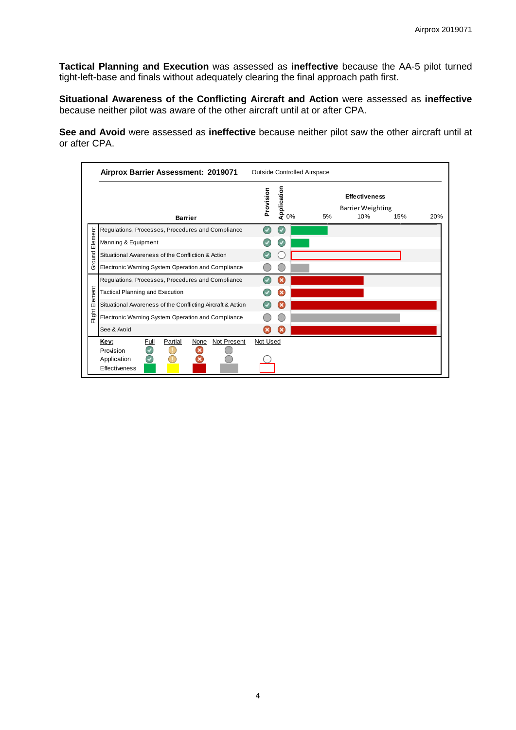**Tactical Planning and Execution** was assessed as **ineffective** because the AA-5 pilot turned tight-left-base and finals without adequately clearing the final approach path first.

**Situational Awareness of the Conflicting Aircraft and Action** were assessed as **ineffective** because neither pilot was aware of the other aircraft until at or after CPA.

**See and Avoid** were assessed as **ineffective** because neither pilot saw the other aircraft until at or after CPA.

**Airprox Barrier Assessment: 2019071**

Outside Controlled Airspace

Barrier

Provision

Application

Effectiveness

Barrier Weighting

0% 5% 10% 15% 20%

Ground Element

Regulations, Processes, Procedures and Compliance

Manning & Equipment

Situational Awareness of the Confliction & Action

Electronic Warning System Operation and Compliance

Flight Element

Regulations, Processes, Procedures and Compliance

Tactical Planning and Execution

Situational Awareness of the Conflicting Aircraft & Action

Electronic Warning System Operation and Compliance

See & Avoid

**Key:** Full Partial None Not Present Not Used

Provision

Application

Effectiveness